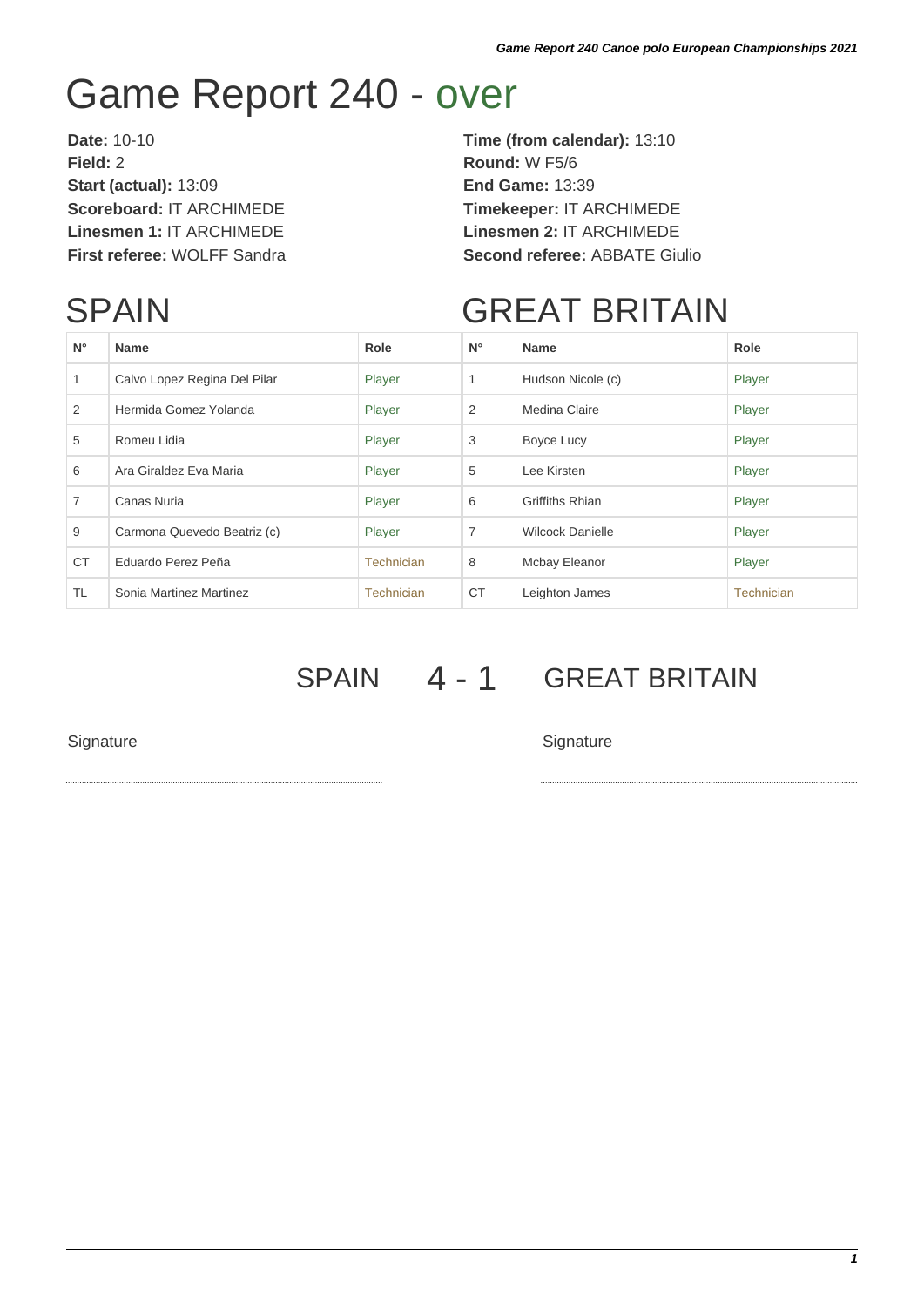# Game Report 240 - over

**Date:** 10-10
**Field:** 2
**Start (actual):** 13:09
**Scoreboard:** IT ARCHIMEDE
**Linesmen 1:** IT ARCHIMEDE
**First referee:** WOLFF Sandra

**Time (from calendar):** 13:10
**Round:** W F5/6
**End Game:** 13:39
**Timekeeper:** IT ARCHIMEDE
**Linesmen 2:** IT ARCHIMEDE
**Second referee:** ABBATE Giulio

## SPAIN

| N° | Name | Role |
|---|---|---|
| 1 | Calvo Lopez Regina Del Pilar | Player |
| 2 | Hermida Gomez Yolanda | Player |
| 5 | Romeu Lidia | Player |
| 6 | Ara Giraldez Eva Maria | Player |
| 7 | Canas Nuria | Player |
| 9 | Carmona Quevedo Beatriz (c) | Player |
| CT | Eduardo Perez Peña | Technician |
| TL | Sonia Martinez Martinez | Technician |

## GREAT BRITAIN

| N° | Name | Role |
|---|---|---|
| 1 | Hudson Nicole (c) | Player |
| 2 | Medina Claire | Player |
| 3 | Boyce Lucy | Player |
| 5 | Lee Kirsten | Player |
| 6 | Griffiths Rhian | Player |
| 7 | Wilcock Danielle | Player |
| 8 | Mcbay Eleanor | Player |
| CT | Leighton James | Technician |

## SPAIN 4 - 1 GREAT BRITAIN

Signature

Signature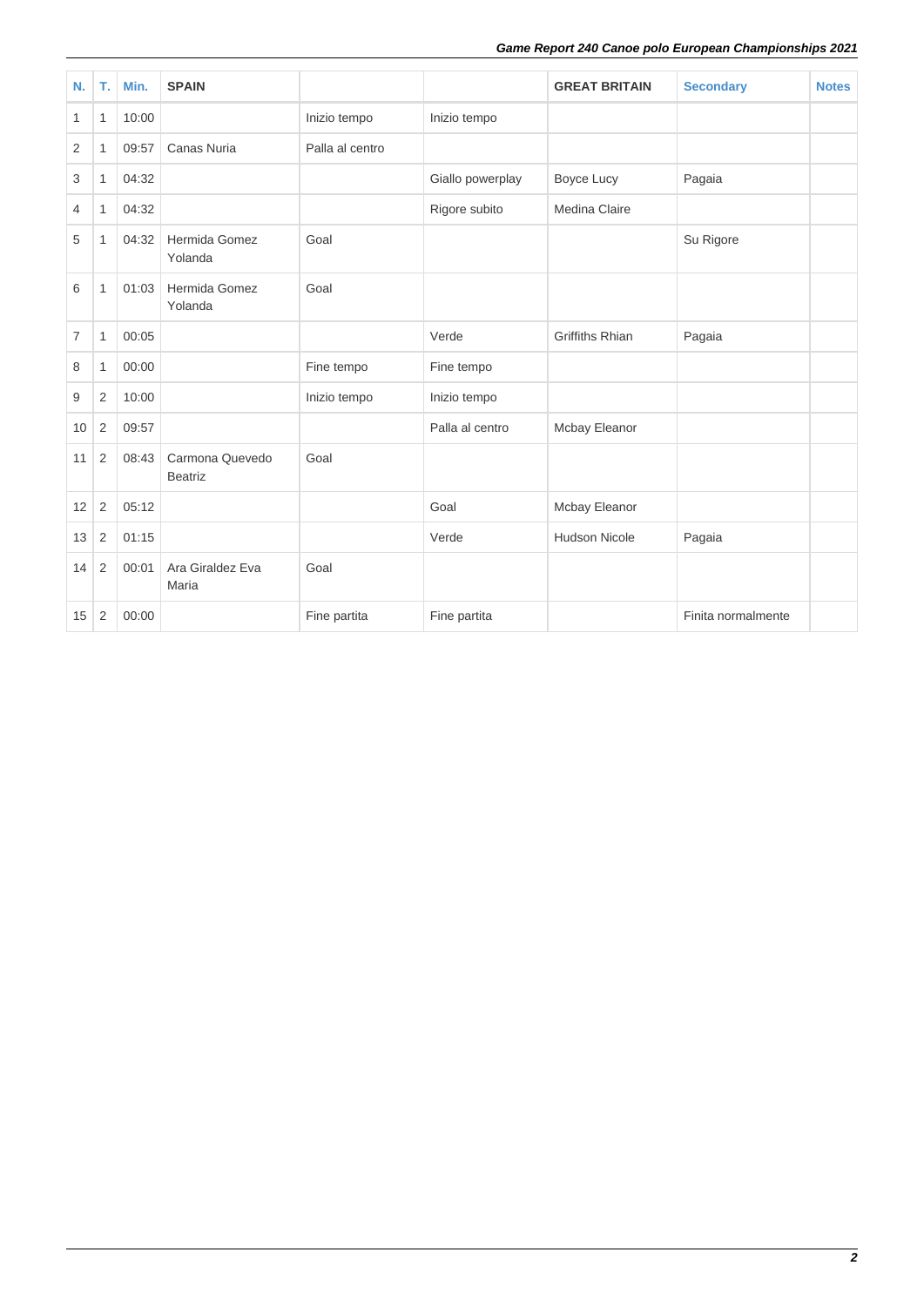| N. | T. | Min. | SPAIN | | | GREAT BRITAIN | Secondary | Notes |
|---|---|---|---|---|---|---|---|---|
| 1 | 1 | 10:00 | | Inizio tempo | Inizio tempo | | | |
| 2 | 1 | 09:57 | Canas Nuria | Palla al centro | | | | |
| 3 | 1 | 04:32 | | | Giallo powerplay | Boyce Lucy | Pagaia | |
| 4 | 1 | 04:32 | | | Rigore subito | Medina Claire | | |
| 5 | 1 | 04:32 | Hermida Gomez Yolanda | Goal | | | Su Rigore | |
| 6 | 1 | 01:03 | Hermida Gomez Yolanda | Goal | | | | |
| 7 | 1 | 00:05 | | | Verde | Griffiths Rhian | Pagaia | |
| 8 | 1 | 00:00 | | Fine tempo | Fine tempo | | | |
| 9 | 2 | 10:00 | | Inizio tempo | Inizio tempo | | | |
| 10 | 2 | 09:57 | | | Palla al centro | Mcbay Eleanor | | |
| 11 | 2 | 08:43 | Carmona Quevedo Beatriz | Goal | | | | |
| 12 | 2 | 05:12 | | | Goal | Mcbay Eleanor | | |
| 13 | 2 | 01:15 | | | Verde | Hudson Nicole | Pagaia | |
| 14 | 2 | 00:01 | Ara Giraldez Eva Maria | Goal | | | | |
| 15 | 2 | 00:00 | | Fine partita | Fine partita | | Finita normalmente | |